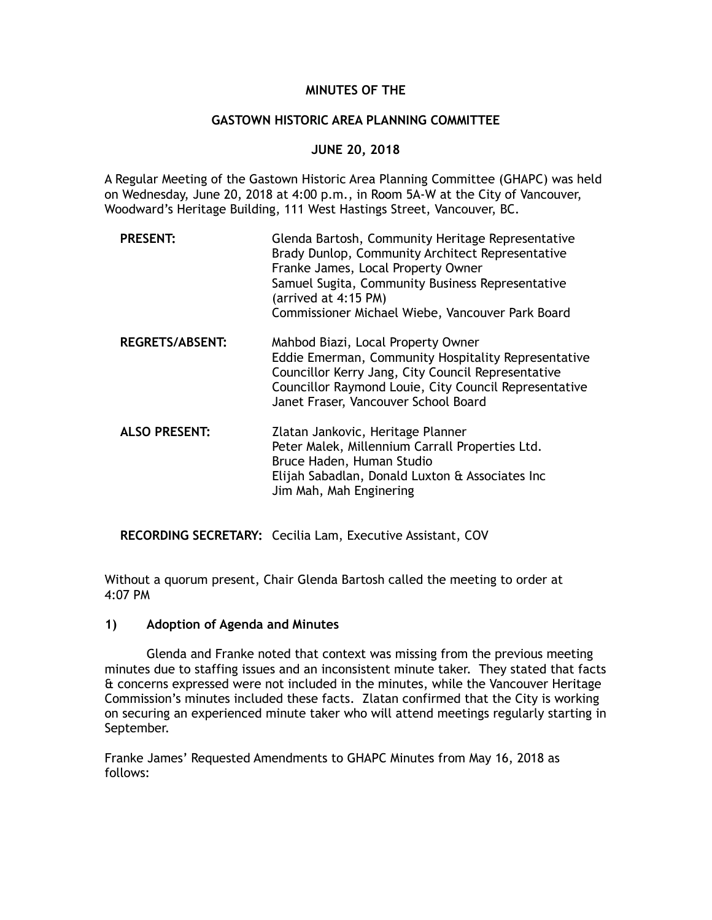# MINUTES OF THE

## GASTOWN HISTORIC AREA PLANNING COMMITTEE

### JUNE 20, 2018

A Regular Meeting of the Gastown Historic Area Planning Committee (GHAPC) was held on Wednesday, June 20, 2018 at 4:00 p.m., in Room 5A-W at the City of Vancouver, Woodward's Heritage Building, 111 West Hastings Street, Vancouver, BC.

**PRESENT:**
- Glenda Bartosh, Community Heritage Representative
- Brady Dunlop, Community Architect Representative
- Franke James, Local Property Owner
- Samuel Sugita, Community Business Representative (arrived at 4:15 PM)
- Commissioner Michael Wiebe, Vancouver Park Board

**REGRETS/ABSENT:**
- Mahbod Biazi, Local Property Owner
- Eddie Emerman, Community Hospitality Representative
- Councillor Kerry Jang, City Council Representative
- Councillor Raymond Louie, City Council Representative
- Janet Fraser, Vancouver School Board

**ALSO PRESENT:**
- Zlatan Jankovic, Heritage Planner
- Peter Malek, Millennium Carrall Properties Ltd.
- Bruce Haden, Human Studio
- Elijah Sabadlan, Donald Luxton & Associates Inc
- Jim Mah, Mah Enginering

**RECORDING SECRETARY:** Cecilia Lam, Executive Assistant, COV

Without a quorum present, Chair Glenda Bartosh called the meeting to order at 4:07 PM

**1) Adoption of Agenda and Minutes**

Glenda and Franke noted that context was missing from the previous meeting minutes due to staffing issues and an inconsistent minute taker. They stated that facts & concerns expressed were not included in the minutes, while the Vancouver Heritage Commission's minutes included these facts. Zlatan confirmed that the City is working on securing an experienced minute taker who will attend meetings regularly starting in September.

Franke James' Requested Amendments to GHAPC Minutes from May 16, 2018 as follows: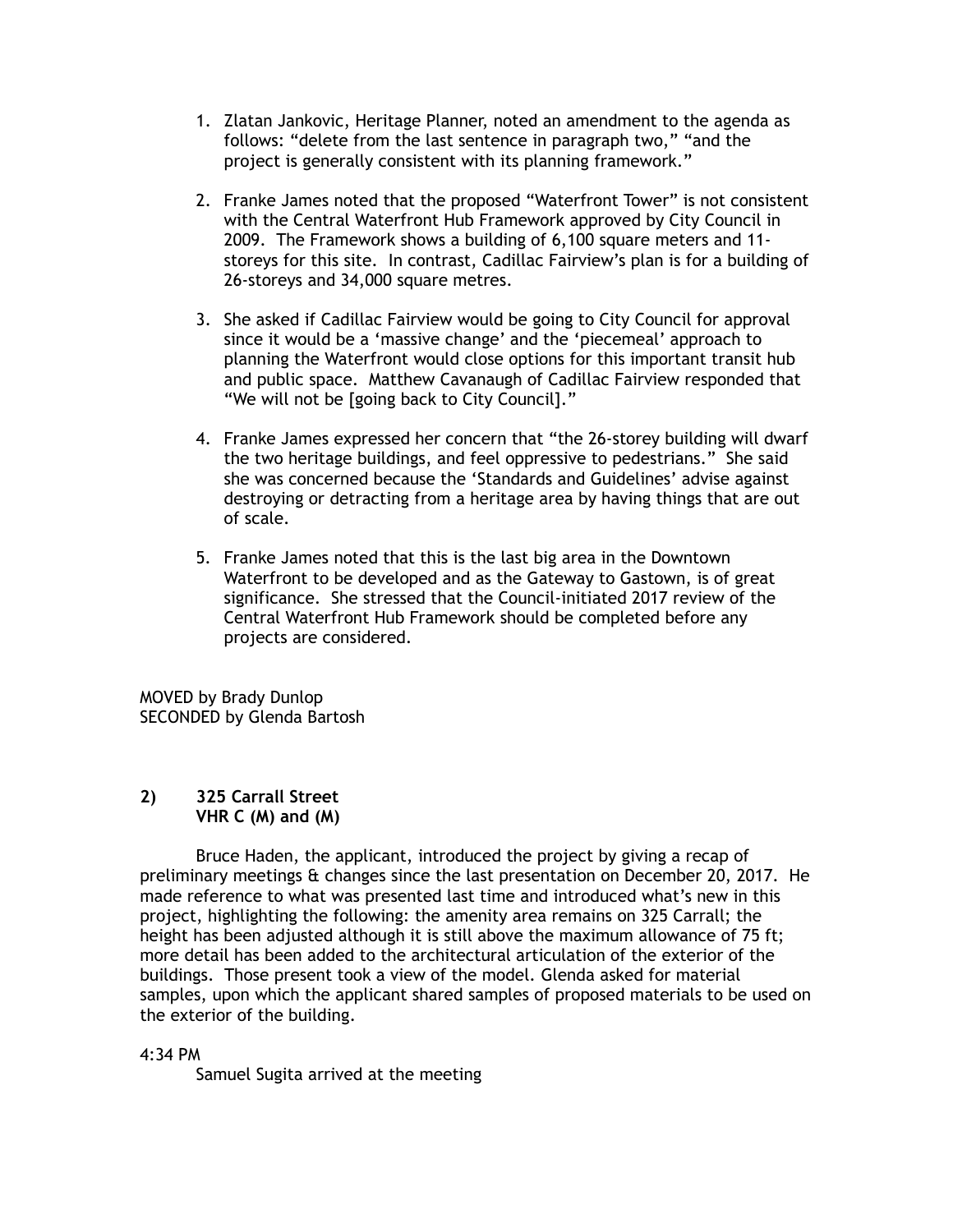1. Zlatan Jankovic, Heritage Planner, noted an amendment to the agenda as follows: "delete from the last sentence in paragraph two," "and the project is generally consistent with its planning framework."

2. Franke James noted that the proposed "Waterfront Tower" is not consistent with the Central Waterfront Hub Framework approved by City Council in 2009. The Framework shows a building of 6,100 square meters and 11-storeys for this site. In contrast, Cadillac Fairview's plan is for a building of 26-storeys and 34,000 square metres.

3. She asked if Cadillac Fairview would be going to City Council for approval since it would be a 'massive change' and the 'piecemeal' approach to planning the Waterfront would close options for this important transit hub and public space. Matthew Cavanaugh of Cadillac Fairview responded that "We will not be [going back to City Council]."

4. Franke James expressed her concern that "the 26-storey building will dwarf the two heritage buildings, and feel oppressive to pedestrians." She said she was concerned because the 'Standards and Guidelines' advise against destroying or detracting from a heritage area by having things that are out of scale.

5. Franke James noted that this is the last big area in the Downtown Waterfront to be developed and as the Gateway to Gastown, is of great significance. She stressed that the Council-initiated 2017 review of the Central Waterfront Hub Framework should be completed before any projects are considered.

MOVED by Brady Dunlop
SECONDED by Glenda Bartosh

**2) 325 Carrall Street**
**VHR C (M) and (M)**

Bruce Haden, the applicant, introduced the project by giving a recap of preliminary meetings & changes since the last presentation on December 20, 2017. He made reference to what was presented last time and introduced what's new in this project, highlighting the following: the amenity area remains on 325 Carrall; the height has been adjusted although it is still above the maximum allowance of 75 ft; more detail has been added to the architectural articulation of the exterior of the buildings. Those present took a view of the model. Glenda asked for material samples, upon which the applicant shared samples of proposed materials to be used on the exterior of the building.

4:34 PM
Samuel Sugita arrived at the meeting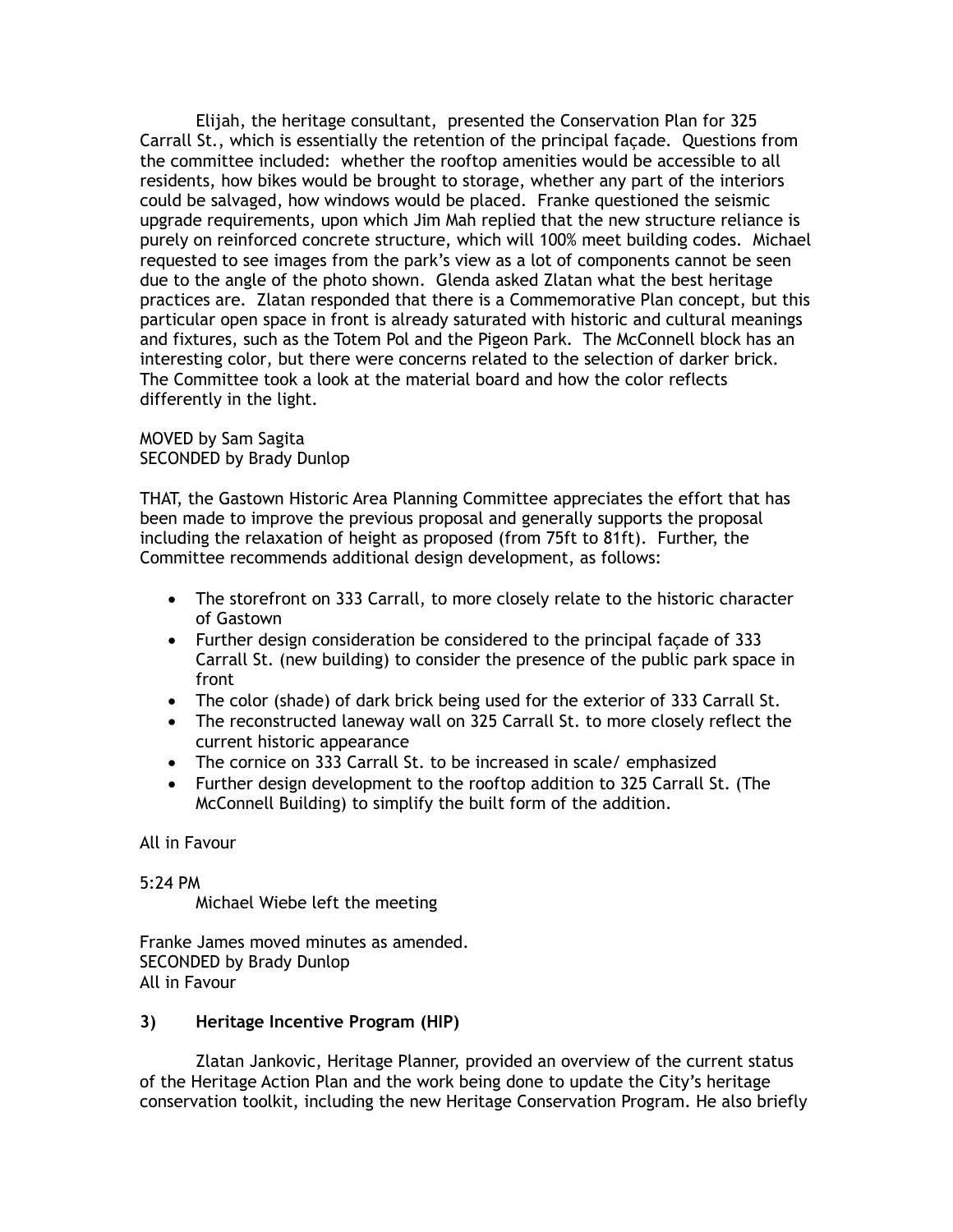Elijah, the heritage consultant, presented the Conservation Plan for 325 Carrall St., which is essentially the retention of the principal façade. Questions from the committee included: whether the rooftop amenities would be accessible to all residents, how bikes would be brought to storage, whether any part of the interiors could be salvaged, how windows would be placed. Franke questioned the seismic upgrade requirements, upon which Jim Mah replied that the new structure reliance is purely on reinforced concrete structure, which will 100% meet building codes. Michael requested to see images from the park's view as a lot of components cannot be seen due to the angle of the photo shown. Glenda asked Zlatan what the best heritage practices are. Zlatan responded that there is a Commemorative Plan concept, but this particular open space in front is already saturated with historic and cultural meanings and fixtures, such as the Totem Pol and the Pigeon Park. The McConnell block has an interesting color, but there were concerns related to the selection of darker brick. The Committee took a look at the material board and how the color reflects differently in the light.

MOVED by Sam Sagita
SECONDED by Brady Dunlop

THAT, the Gastown Historic Area Planning Committee appreciates the effort that has been made to improve the previous proposal and generally supports the proposal including the relaxation of height as proposed (from 75ft to 81ft). Further, the Committee recommends additional design development, as follows:

- The storefront on 333 Carrall, to more closely relate to the historic character of Gastown
- Further design consideration be considered to the principal façade of 333 Carrall St. (new building) to consider the presence of the public park space in front
- The color (shade) of dark brick being used for the exterior of 333 Carrall St.
- The reconstructed laneway wall on 325 Carrall St. to more closely reflect the current historic appearance
- The cornice on 333 Carrall St. to be increased in scale/ emphasized
- Further design development to the rooftop addition to 325 Carrall St. (The McConnell Building) to simplify the built form of the addition.

All in Favour

5:24 PM
Michael Wiebe left the meeting

Franke James moved minutes as amended.
SECONDED by Brady Dunlop
All in Favour

### 3) Heritage Incentive Program (HIP)

Zlatan Jankovic, Heritage Planner, provided an overview of the current status of the Heritage Action Plan and the work being done to update the City's heritage conservation toolkit, including the new Heritage Conservation Program. He also briefly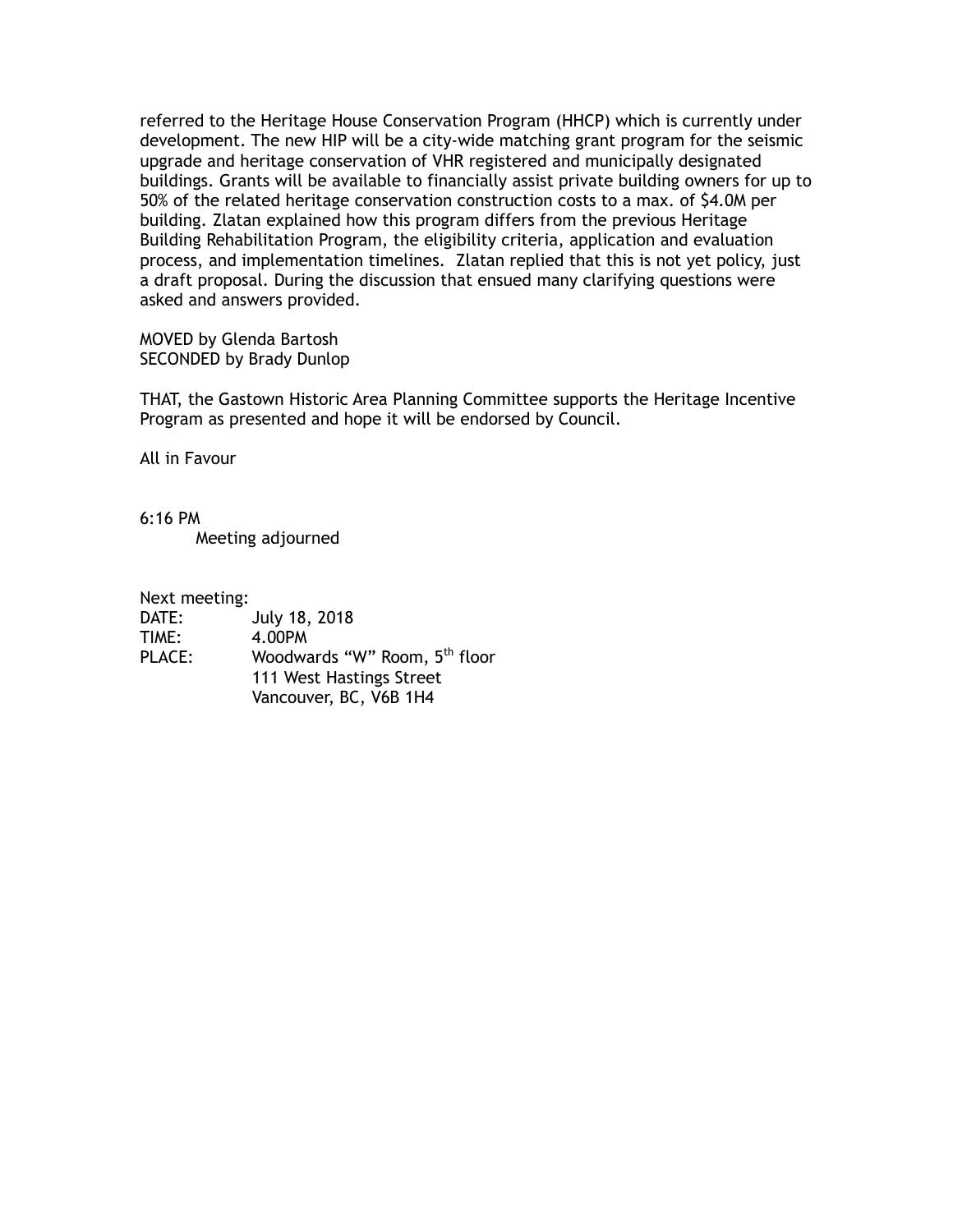referred to the Heritage House Conservation Program (HHCP) which is currently under development. The new HIP will be a city-wide matching grant program for the seismic upgrade and heritage conservation of VHR registered and municipally designated buildings. Grants will be available to financially assist private building owners for up to 50% of the related heritage conservation construction costs to a max. of $4.0M per building. Zlatan explained how this program differs from the previous Heritage Building Rehabilitation Program, the eligibility criteria, application and evaluation process, and implementation timelines. Zlatan replied that this is not yet policy, just a draft proposal. During the discussion that ensued many clarifying questions were asked and answers provided.

MOVED by Glenda Bartosh
SECONDED by Brady Dunlop

THAT, the Gastown Historic Area Planning Committee supports the Heritage Incentive Program as presented and hope it will be endorsed by Council.

All in Favour

6:16 PM
Meeting adjourned

Next meeting:

| | |
|---|---|
| DATE: | July 18, 2018 |
| TIME: | 4.00PM |
| PLACE: | Woodwards "W" Room, 5th floor<br>111 West Hastings Street<br>Vancouver, BC, V6B 1H4 |